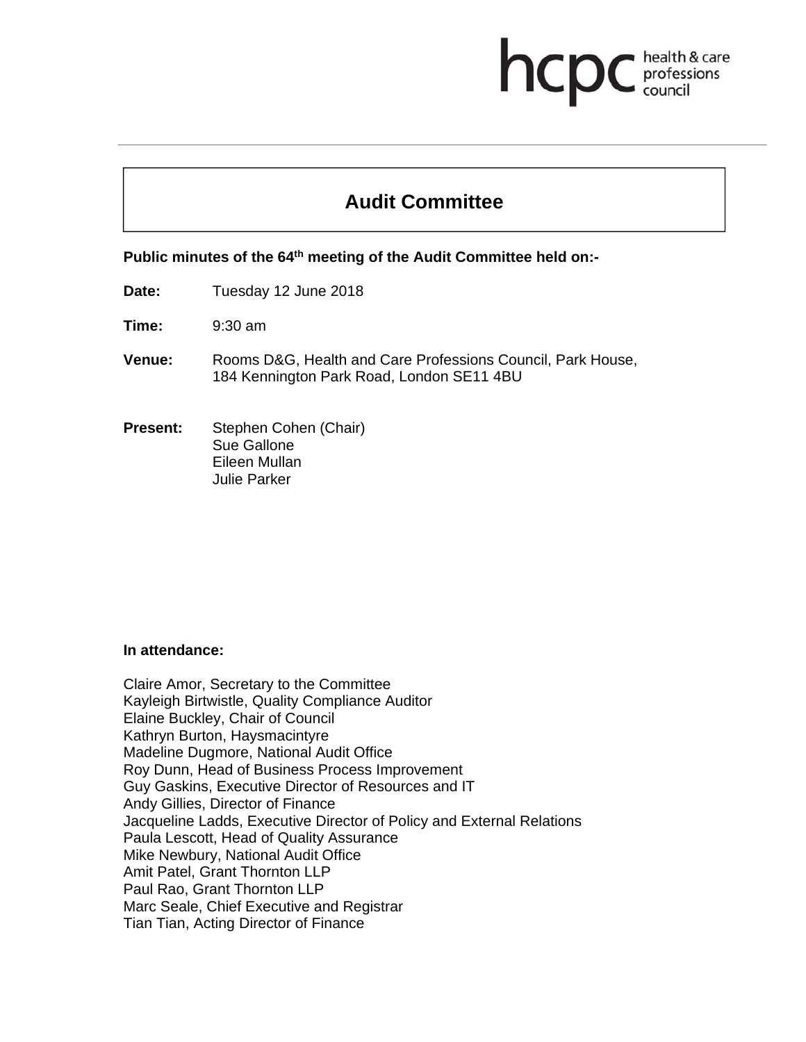hcpc health & care professions council

# Audit Committee

**Public minutes of the 64th meeting of the Audit Committee held on:-**

**Date:** Tuesday 12 June 2018

**Time:** 9:30 am

**Venue:** Rooms D&G, Health and Care Professions Council, Park House, 184 Kennington Park Road, London SE11 4BU

**Present:** Stephen Cohen (Chair)
Sue Gallone
Eileen Mullan
Julie Parker

**In attendance:**

Claire Amor, Secretary to the Committee
Kayleigh Birtwistle, Quality Compliance Auditor
Elaine Buckley, Chair of Council
Kathryn Burton, Haysmacintyre
Madeline Dugmore, National Audit Office
Roy Dunn, Head of Business Process Improvement
Guy Gaskins, Executive Director of Resources and IT
Andy Gillies, Director of Finance
Jacqueline Ladds, Executive Director of Policy and External Relations
Paula Lescott, Head of Quality Assurance
Mike Newbury, National Audit Office
Amit Patel, Grant Thornton LLP
Paul Rao, Grant Thornton LLP
Marc Seale, Chief Executive and Registrar
Tian Tian, Acting Director of Finance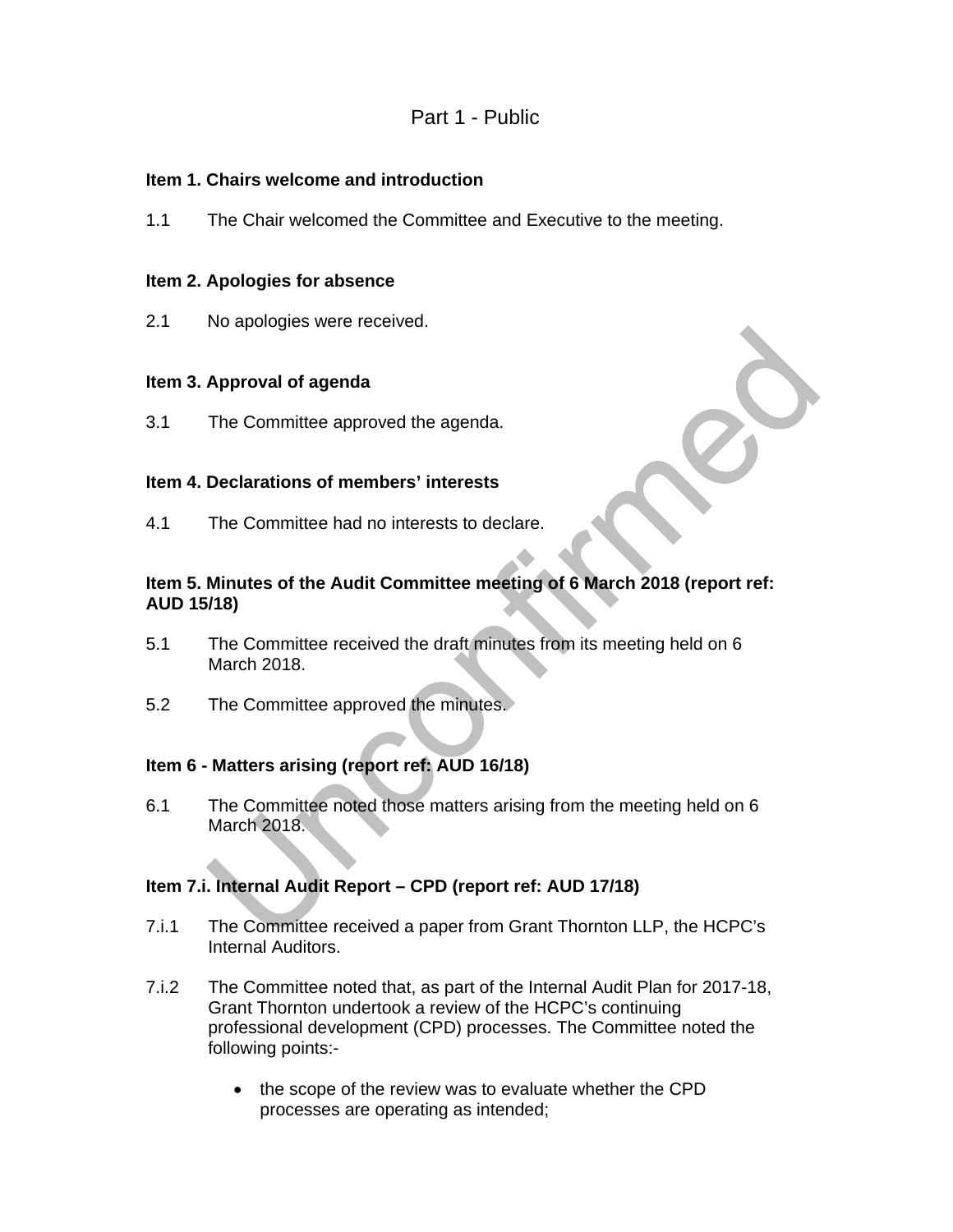Part 1 - Public

**Item 1. Chairs welcome and introduction**

1.1 The Chair welcomed the Committee and Executive to the meeting.

**Item 2. Apologies for absence**

2.1 No apologies were received.

**Item 3. Approval of agenda**

3.1 The Committee approved the agenda.

**Item 4. Declarations of members' interests**

4.1 The Committee had no interests to declare.

**Item 5. Minutes of the Audit Committee meeting of 6 March 2018 (report ref: AUD 15/18)**

5.1 The Committee received the draft minutes from its meeting held on 6 March 2018.

5.2 The Committee approved the minutes.

**Item 6 - Matters arising (report ref: AUD 16/18)**

6.1 The Committee noted those matters arising from the meeting held on 6 March 2018.

**Item 7.i. Internal Audit Report – CPD (report ref: AUD 17/18)**

7.i.1 The Committee received a paper from Grant Thornton LLP, the HCPC's Internal Auditors.

7.i.2 The Committee noted that, as part of the Internal Audit Plan for 2017-18, Grant Thornton undertook a review of the HCPC's continuing professional development (CPD) processes. The Committee noted the following points:-

- the scope of the review was to evaluate whether the CPD processes are operating as intended;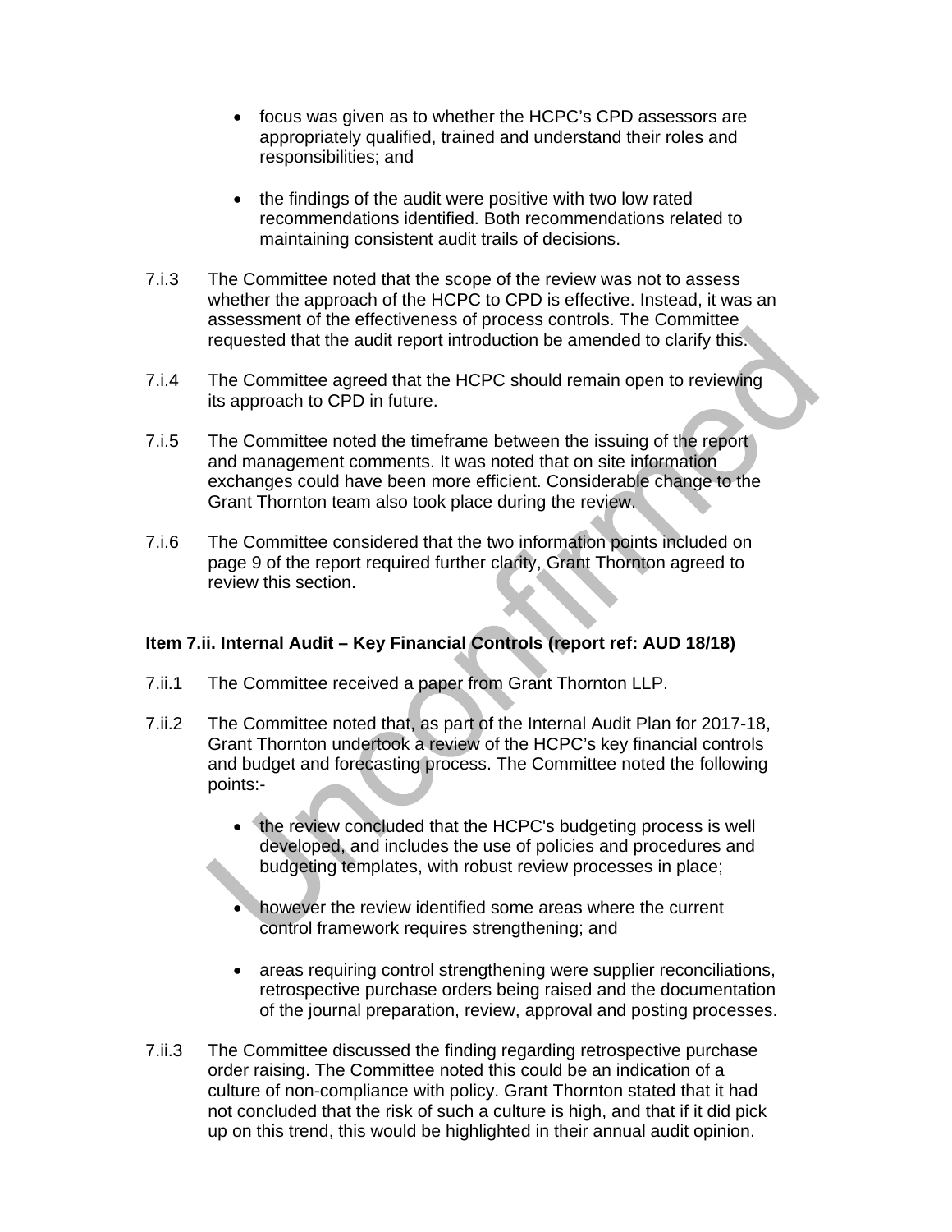- focus was given as to whether the HCPC's CPD assessors are appropriately qualified, trained and understand their roles and responsibilities; and

- the findings of the audit were positive with two low rated recommendations identified. Both recommendations related to maintaining consistent audit trails of decisions.

7.i.3 The Committee noted that the scope of the review was not to assess whether the approach of the HCPC to CPD is effective. Instead, it was an assessment of the effectiveness of process controls. The Committee requested that the audit report introduction be amended to clarify this.

7.i.4 The Committee agreed that the HCPC should remain open to reviewing its approach to CPD in future.

7.i.5 The Committee noted the timeframe between the issuing of the report and management comments. It was noted that on site information exchanges could have been more efficient. Considerable change to the Grant Thornton team also took place during the review.

7.i.6 The Committee considered that the two information points included on page 9 of the report required further clarity, Grant Thornton agreed to review this section.

**Item 7.ii. Internal Audit – Key Financial Controls (report ref: AUD 18/18)**

7.ii.1 The Committee received a paper from Grant Thornton LLP.

7.ii.2 The Committee noted that, as part of the Internal Audit Plan for 2017-18, Grant Thornton undertook a review of the HCPC's key financial controls and budget and forecasting process. The Committee noted the following points:-

- the review concluded that the HCPC's budgeting process is well developed, and includes the use of policies and procedures and budgeting templates, with robust review processes in place;

- however the review identified some areas where the current control framework requires strengthening; and

- areas requiring control strengthening were supplier reconciliations, retrospective purchase orders being raised and the documentation of the journal preparation, review, approval and posting processes.

7.ii.3 The Committee discussed the finding regarding retrospective purchase order raising. The Committee noted this could be an indication of a culture of non-compliance with policy. Grant Thornton stated that it had not concluded that the risk of such a culture is high, and that if it did pick up on this trend, this would be highlighted in their annual audit opinion.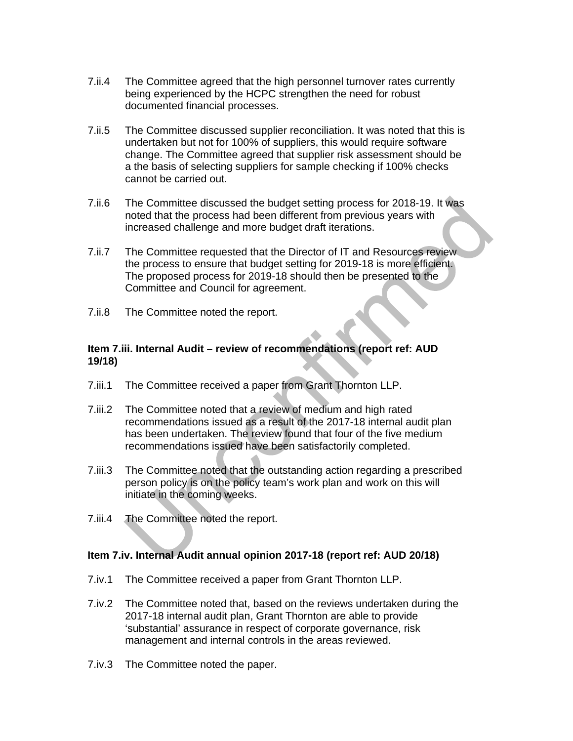7.ii.4 The Committee agreed that the high personnel turnover rates currently being experienced by the HCPC strengthen the need for robust documented financial processes.

7.ii.5 The Committee discussed supplier reconciliation. It was noted that this is undertaken but not for 100% of suppliers, this would require software change. The Committee agreed that supplier risk assessment should be a the basis of selecting suppliers for sample checking if 100% checks cannot be carried out.

7.ii.6 The Committee discussed the budget setting process for 2018-19. It was noted that the process had been different from previous years with increased challenge and more budget draft iterations.

7.ii.7 The Committee requested that the Director of IT and Resources review the process to ensure that budget setting for 2019-18 is more efficient. The proposed process for 2019-18 should then be presented to the Committee and Council for agreement.

7.ii.8 The Committee noted the report.

**Item 7.iii. Internal Audit – review of recommendations (report ref: AUD 19/18)**

7.iii.1 The Committee received a paper from Grant Thornton LLP.

7.iii.2 The Committee noted that a review of medium and high rated recommendations issued as a result of the 2017-18 internal audit plan has been undertaken. The review found that four of the five medium recommendations issued have been satisfactorily completed.

7.iii.3 The Committee noted that the outstanding action regarding a prescribed person policy is on the policy team's work plan and work on this will initiate in the coming weeks.

7.iii.4 The Committee noted the report.

**Item 7.iv. Internal Audit annual opinion 2017-18 (report ref: AUD 20/18)**

7.iv.1 The Committee received a paper from Grant Thornton LLP.

7.iv.2 The Committee noted that, based on the reviews undertaken during the 2017-18 internal audit plan, Grant Thornton are able to provide 'substantial' assurance in respect of corporate governance, risk management and internal controls in the areas reviewed.

7.iv.3 The Committee noted the paper.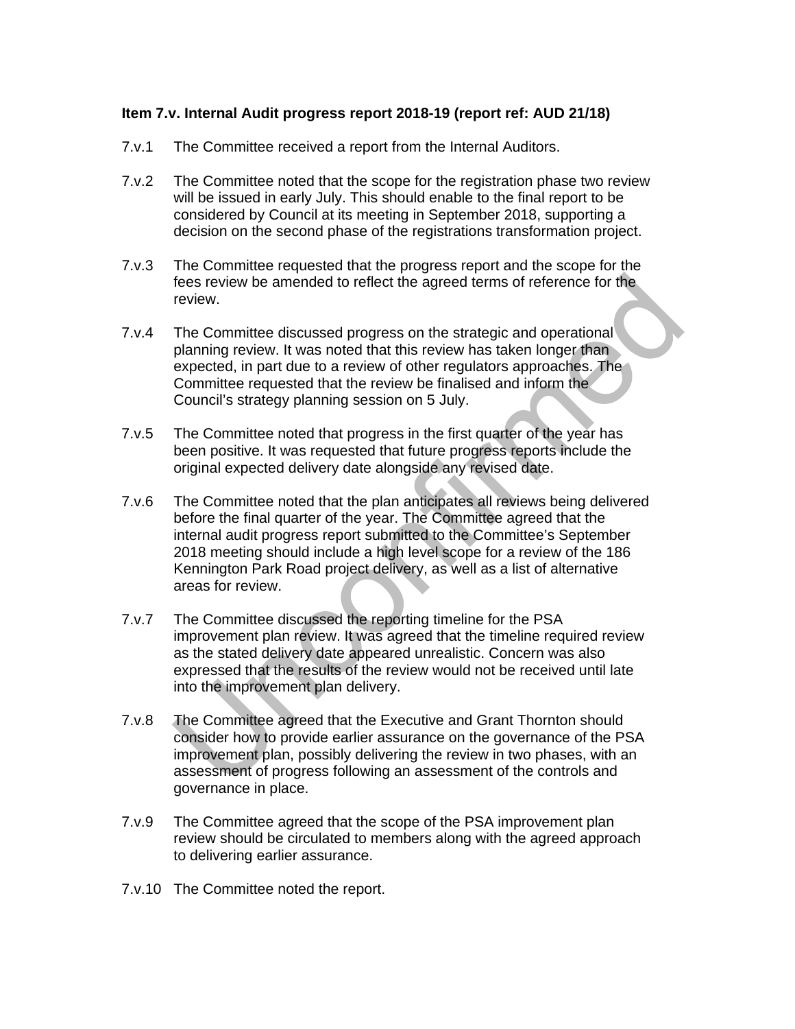**Item 7.v. Internal Audit progress report 2018-19 (report ref: AUD 21/18)**

7.v.1 The Committee received a report from the Internal Auditors.

7.v.2 The Committee noted that the scope for the registration phase two review will be issued in early July. This should enable to the final report to be considered by Council at its meeting in September 2018, supporting a decision on the second phase of the registrations transformation project.

7.v.3 The Committee requested that the progress report and the scope for the fees review be amended to reflect the agreed terms of reference for the review.

7.v.4 The Committee discussed progress on the strategic and operational planning review. It was noted that this review has taken longer than expected, in part due to a review of other regulators approaches. The Committee requested that the review be finalised and inform the Council's strategy planning session on 5 July.

7.v.5 The Committee noted that progress in the first quarter of the year has been positive. It was requested that future progress reports include the original expected delivery date alongside any revised date.

7.v.6 The Committee noted that the plan anticipates all reviews being delivered before the final quarter of the year. The Committee agreed that the internal audit progress report submitted to the Committee's September 2018 meeting should include a high level scope for a review of the 186 Kennington Park Road project delivery, as well as a list of alternative areas for review.

7.v.7 The Committee discussed the reporting timeline for the PSA improvement plan review. It was agreed that the timeline required review as the stated delivery date appeared unrealistic. Concern was also expressed that the results of the review would not be received until late into the improvement plan delivery.

7.v.8 The Committee agreed that the Executive and Grant Thornton should consider how to provide earlier assurance on the governance of the PSA improvement plan, possibly delivering the review in two phases, with an assessment of progress following an assessment of the controls and governance in place.

7.v.9 The Committee agreed that the scope of the PSA improvement plan review should be circulated to members along with the agreed approach to delivering earlier assurance.

7.v.10 The Committee noted the report.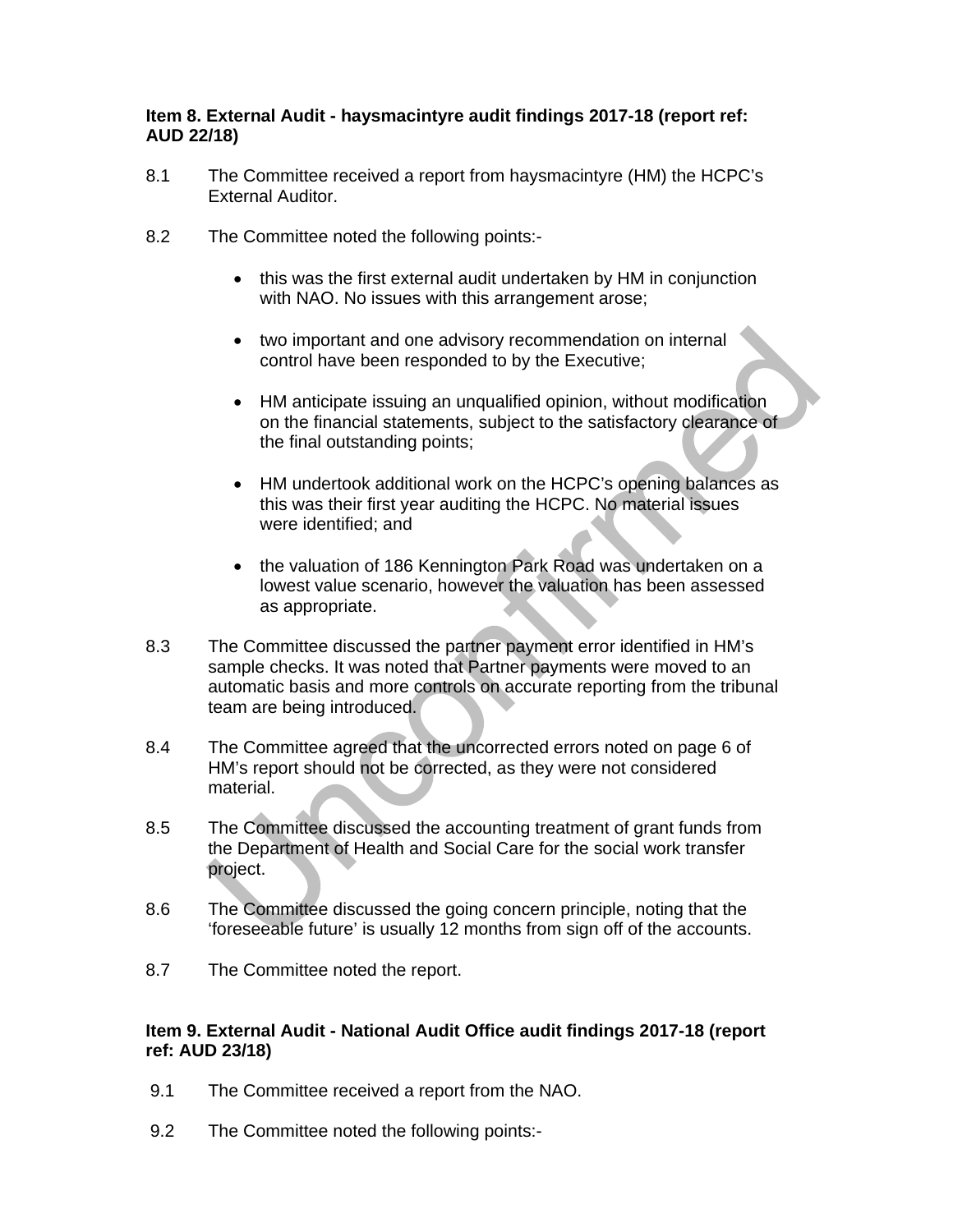**Item 8. External Audit - haysmacintyre audit findings 2017-18 (report ref: AUD 22/18)**

8.1 The Committee received a report from haysmacintyre (HM) the HCPC's External Auditor.

8.2 The Committee noted the following points:-

- this was the first external audit undertaken by HM in conjunction with NAO. No issues with this arrangement arose;
- two important and one advisory recommendation on internal control have been responded to by the Executive;
- HM anticipate issuing an unqualified opinion, without modification on the financial statements, subject to the satisfactory clearance of the final outstanding points;
- HM undertook additional work on the HCPC's opening balances as this was their first year auditing the HCPC. No material issues were identified; and
- the valuation of 186 Kennington Park Road was undertaken on a lowest value scenario, however the valuation has been assessed as appropriate.

8.3 The Committee discussed the partner payment error identified in HM's sample checks. It was noted that Partner payments were moved to an automatic basis and more controls on accurate reporting from the tribunal team are being introduced.

8.4 The Committee agreed that the uncorrected errors noted on page 6 of HM's report should not be corrected, as they were not considered material.

8.5 The Committee discussed the accounting treatment of grant funds from the Department of Health and Social Care for the social work transfer project.

8.6 The Committee discussed the going concern principle, noting that the 'foreseeable future' is usually 12 months from sign off of the accounts.

8.7 The Committee noted the report.

**Item 9. External Audit - National Audit Office audit findings 2017-18 (report ref: AUD 23/18)**

9.1 The Committee received a report from the NAO.

9.2 The Committee noted the following points:-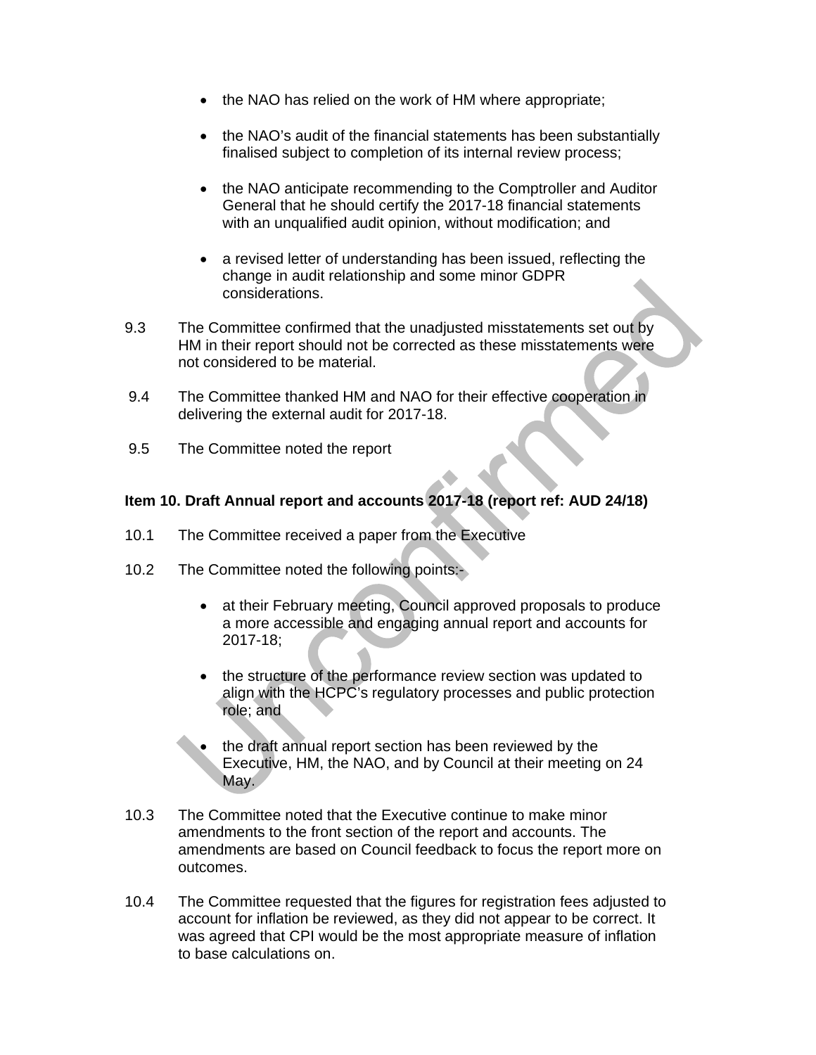- the NAO has relied on the work of HM where appropriate;

- the NAO's audit of the financial statements has been substantially finalised subject to completion of its internal review process;

- the NAO anticipate recommending to the Comptroller and Auditor General that he should certify the 2017-18 financial statements with an unqualified audit opinion, without modification; and

- a revised letter of understanding has been issued, reflecting the change in audit relationship and some minor GDPR considerations.

9.3 The Committee confirmed that the unadjusted misstatements set out by HM in their report should not be corrected as these misstatements were not considered to be material.

9.4 The Committee thanked HM and NAO for their effective cooperation in delivering the external audit for 2017-18.

9.5 The Committee noted the report

**Item 10. Draft Annual report and accounts 2017-18 (report ref: AUD 24/18)**

10.1 The Committee received a paper from the Executive

10.2 The Committee noted the following points:-

- at their February meeting, Council approved proposals to produce a more accessible and engaging annual report and accounts for 2017-18;

- the structure of the performance review section was updated to align with the HCPC's regulatory processes and public protection role; and

- the draft annual report section has been reviewed by the Executive, HM, the NAO, and by Council at their meeting on 24 May.

10.3 The Committee noted that the Executive continue to make minor amendments to the front section of the report and accounts. The amendments are based on Council feedback to focus the report more on outcomes.

10.4 The Committee requested that the figures for registration fees adjusted to account for inflation be reviewed, as they did not appear to be correct. It was agreed that CPI would be the most appropriate measure of inflation to base calculations on.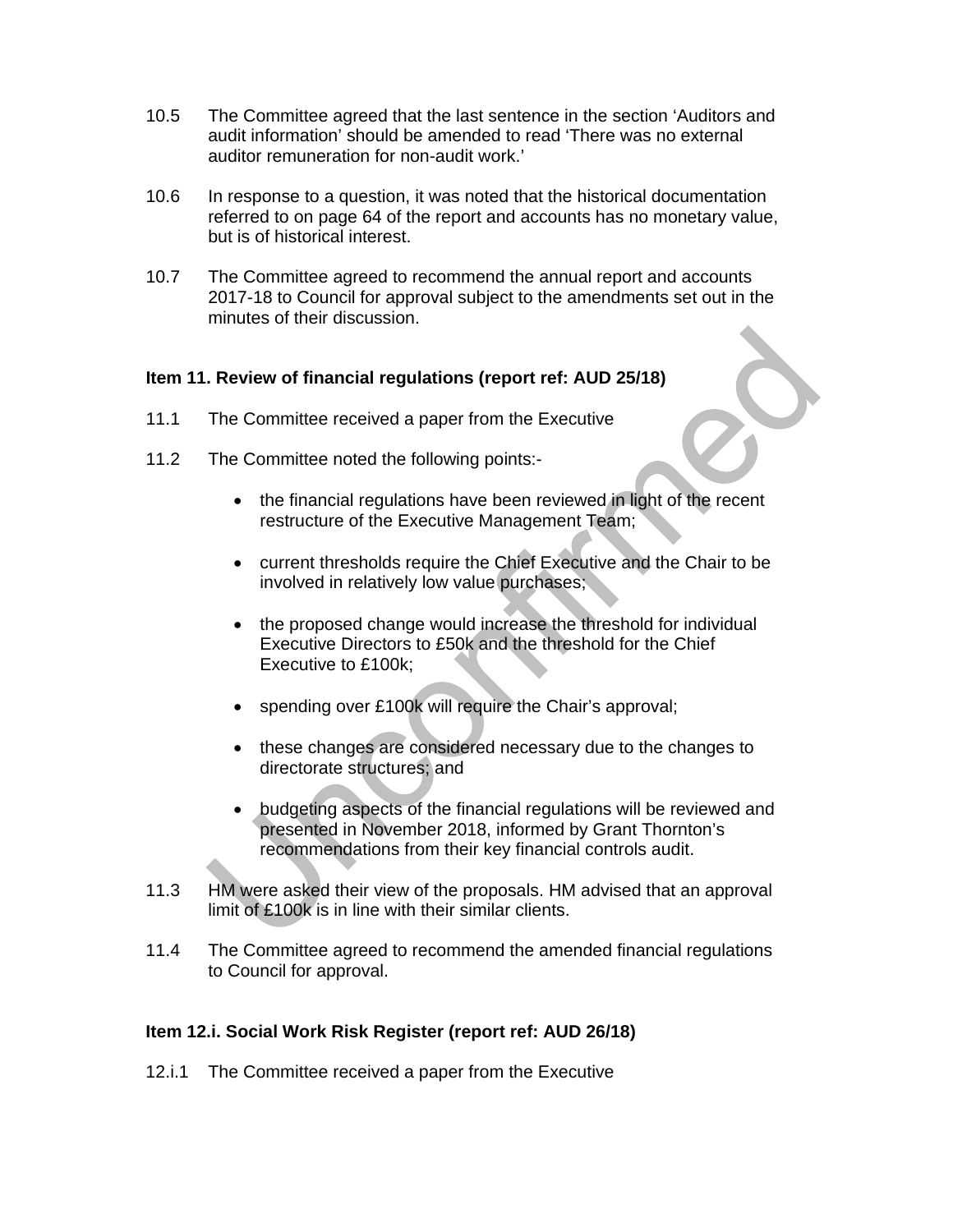10.5 The Committee agreed that the last sentence in the section 'Auditors and audit information' should be amended to read 'There was no external auditor remuneration for non-audit work.'

10.6 In response to a question, it was noted that the historical documentation referred to on page 64 of the report and accounts has no monetary value, but is of historical interest.

10.7 The Committee agreed to recommend the annual report and accounts 2017-18 to Council for approval subject to the amendments set out in the minutes of their discussion.

**Item 11. Review of financial regulations (report ref: AUD 25/18)**

11.1 The Committee received a paper from the Executive

11.2 The Committee noted the following points:-

- the financial regulations have been reviewed in light of the recent restructure of the Executive Management Team;
- current thresholds require the Chief Executive and the Chair to be involved in relatively low value purchases;
- the proposed change would increase the threshold for individual Executive Directors to £50k and the threshold for the Chief Executive to £100k;
- spending over £100k will require the Chair's approval;
- these changes are considered necessary due to the changes to directorate structures; and
- budgeting aspects of the financial regulations will be reviewed and presented in November 2018, informed by Grant Thornton's recommendations from their key financial controls audit.

11.3 HM were asked their view of the proposals. HM advised that an approval limit of £100k is in line with their similar clients.

11.4 The Committee agreed to recommend the amended financial regulations to Council for approval.

**Item 12.i. Social Work Risk Register (report ref: AUD 26/18)**

12.i.1 The Committee received a paper from the Executive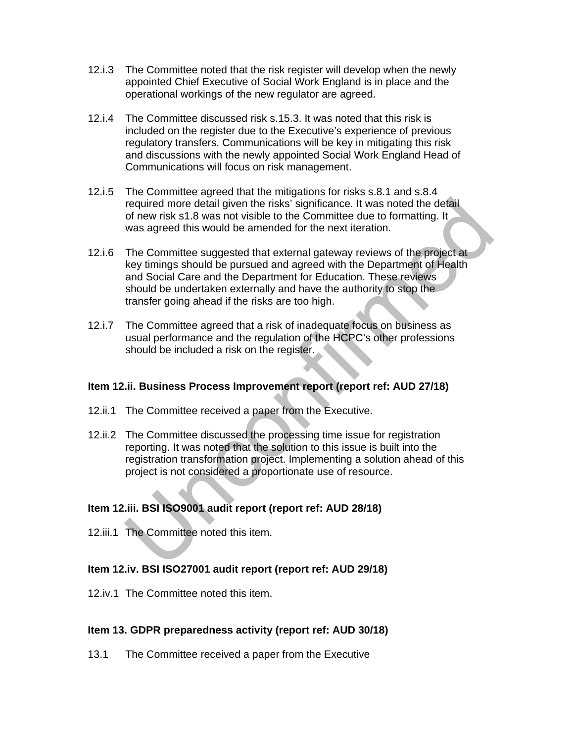12.i.3 The Committee noted that the risk register will develop when the newly appointed Chief Executive of Social Work England is in place and the operational workings of the new regulator are agreed.

12.i.4 The Committee discussed risk s.15.3. It was noted that this risk is included on the register due to the Executive's experience of previous regulatory transfers. Communications will be key in mitigating this risk and discussions with the newly appointed Social Work England Head of Communications will focus on risk management.

12.i.5 The Committee agreed that the mitigations for risks s.8.1 and s.8.4 required more detail given the risks' significance. It was noted the detail of new risk s1.8 was not visible to the Committee due to formatting. It was agreed this would be amended for the next iteration.

12.i.6 The Committee suggested that external gateway reviews of the project at key timings should be pursued and agreed with the Department of Health and Social Care and the Department for Education. These reviews should be undertaken externally and have the authority to stop the transfer going ahead if the risks are too high.

12.i.7 The Committee agreed that a risk of inadequate focus on business as usual performance and the regulation of the HCPC's other professions should be included a risk on the register.

### Item 12.ii. Business Process Improvement report (report ref: AUD 27/18)

12.ii.1 The Committee received a paper from the Executive.

12.ii.2 The Committee discussed the processing time issue for registration reporting. It was noted that the solution to this issue is built into the registration transformation project. Implementing a solution ahead of this project is not considered a proportionate use of resource.

### Item 12.iii. BSI ISO9001 audit report (report ref: AUD 28/18)

12.iii.1 The Committee noted this item.

### Item 12.iv. BSI ISO27001 audit report (report ref: AUD 29/18)

12.iv.1 The Committee noted this item.

### Item 13. GDPR preparedness activity (report ref: AUD 30/18)

13.1 The Committee received a paper from the Executive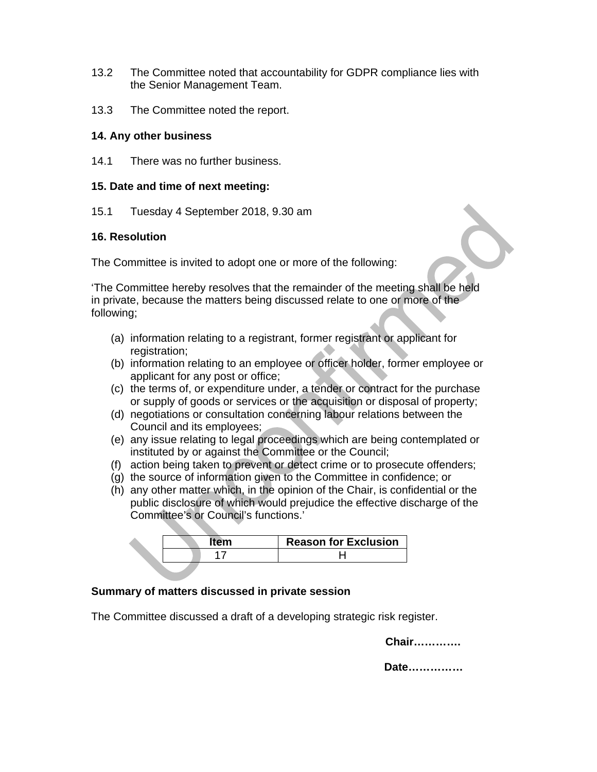13.2 The Committee noted that accountability for GDPR compliance lies with the Senior Management Team.

13.3 The Committee noted the report.

**14. Any other business**

14.1 There was no further business.

**15. Date and time of next meeting:**

15.1 Tuesday 4 September 2018, 9.30 am

**16. Resolution**

The Committee is invited to adopt one or more of the following:

'The Committee hereby resolves that the remainder of the meeting shall be held in private, because the matters being discussed relate to one or more of the following;

(a) information relating to a registrant, former registrant or applicant for registration;
(b) information relating to an employee or officer holder, former employee or applicant for any post or office;
(c) the terms of, or expenditure under, a tender or contract for the purchase or supply of goods or services or the acquisition or disposal of property;
(d) negotiations or consultation concerning labour relations between the Council and its employees;
(e) any issue relating to legal proceedings which are being contemplated or instituted by or against the Committee or the Council;
(f) action being taken to prevent or detect crime or to prosecute offenders;
(g) the source of information given to the Committee in confidence; or
(h) any other matter which, in the opinion of the Chair, is confidential or the public disclosure of which would prejudice the effective discharge of the Committee's or Council's functions.'

| Item | Reason for Exclusion |
| --- | --- |
| 17 | H |

**Summary of matters discussed in private session**

The Committee discussed a draft of a developing strategic risk register.

**Chair………….**

**Date……………**

Unconfirmed